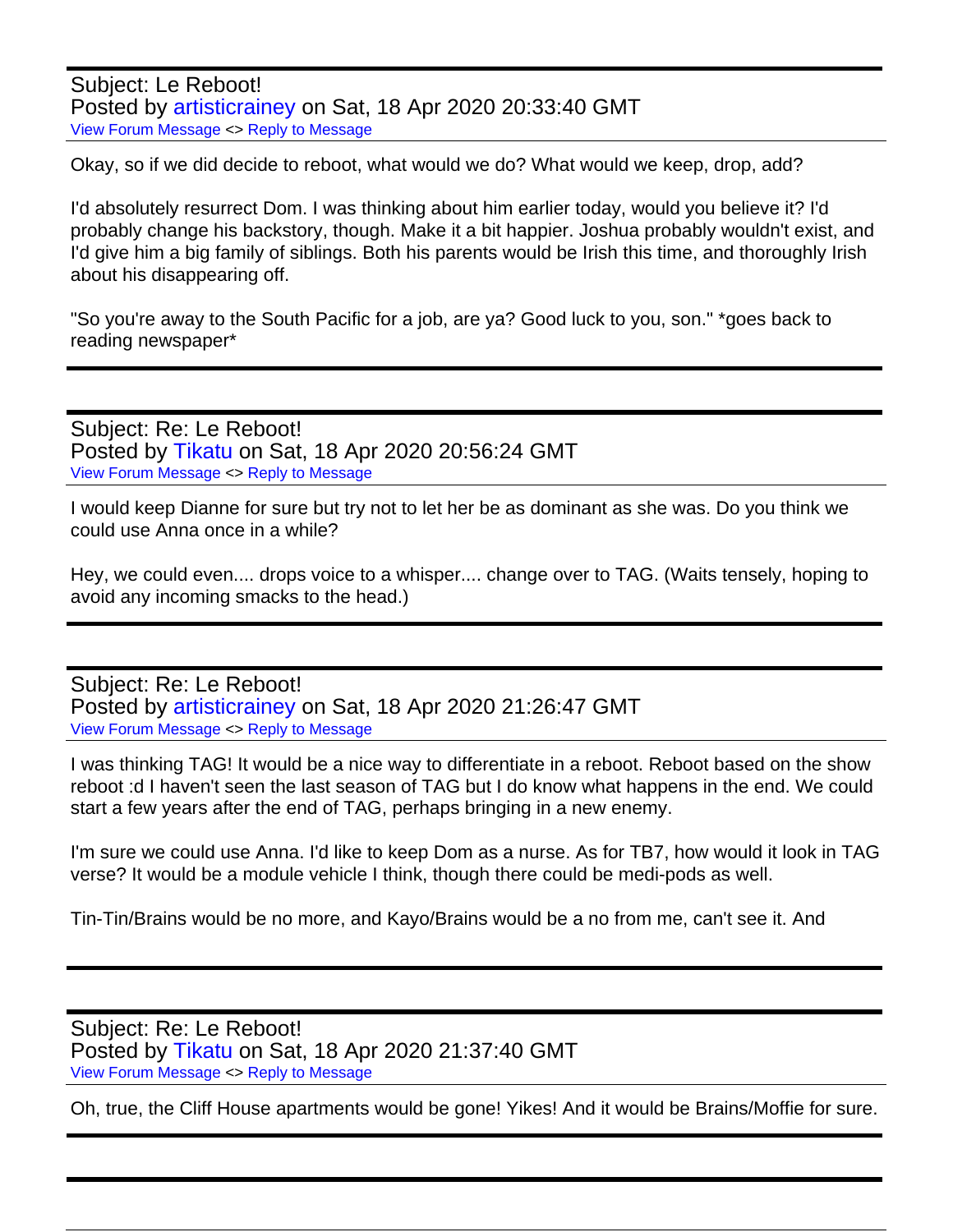Subject: Le Reboot!
Posted by artisticrainey on Sat, 18 Apr 2020 20:33:40 GMT
View Forum Message <> Reply to Message

Okay, so if we did decide to reboot, what would we do? What would we keep, drop, add?

I'd absolutely resurrect Dom. I was thinking about him earlier today, would you believe it? I'd probably change his backstory, though. Make it a bit happier. Joshua probably wouldn't exist, and I'd give him a big family of siblings. Both his parents would be Irish this time, and thoroughly Irish about his disappearing off.

"So you're away to the South Pacific for a job, are ya? Good luck to you, son." *goes back to reading newspaper*

---

Subject: Re: Le Reboot!
Posted by Tikatu on Sat, 18 Apr 2020 20:56:24 GMT
View Forum Message <> Reply to Message

I would keep Dianne for sure but try not to let her be as dominant as she was. Do you think we could use Anna once in a while?

Hey, we could even.... drops voice to a whisper.... change over to TAG. (Waits tensely, hoping to avoid any incoming smacks to the head.)

---

Subject: Re: Le Reboot!
Posted by artisticrainey on Sat, 18 Apr 2020 21:26:47 GMT
View Forum Message <> Reply to Message

I was thinking TAG! It would be a nice way to differentiate in a reboot. Reboot based on the show reboot :d I haven't seen the last season of TAG but I do know what happens in the end. We could start a few years after the end of TAG, perhaps bringing in a new enemy.

I'm sure we could use Anna. I'd like to keep Dom as a nurse. As for TB7, how would it look in TAG verse? It would be a module vehicle I think, though there could be medi-pods as well.

Tin-Tin/Brains would be no more, and Kayo/Brains would be a no from me, can't see it. And

---

Subject: Re: Le Reboot!
Posted by Tikatu on Sat, 18 Apr 2020 21:37:40 GMT
View Forum Message <> Reply to Message

Oh, true, the Cliff House apartments would be gone! Yikes! And it would be Brains/Moffie for sure.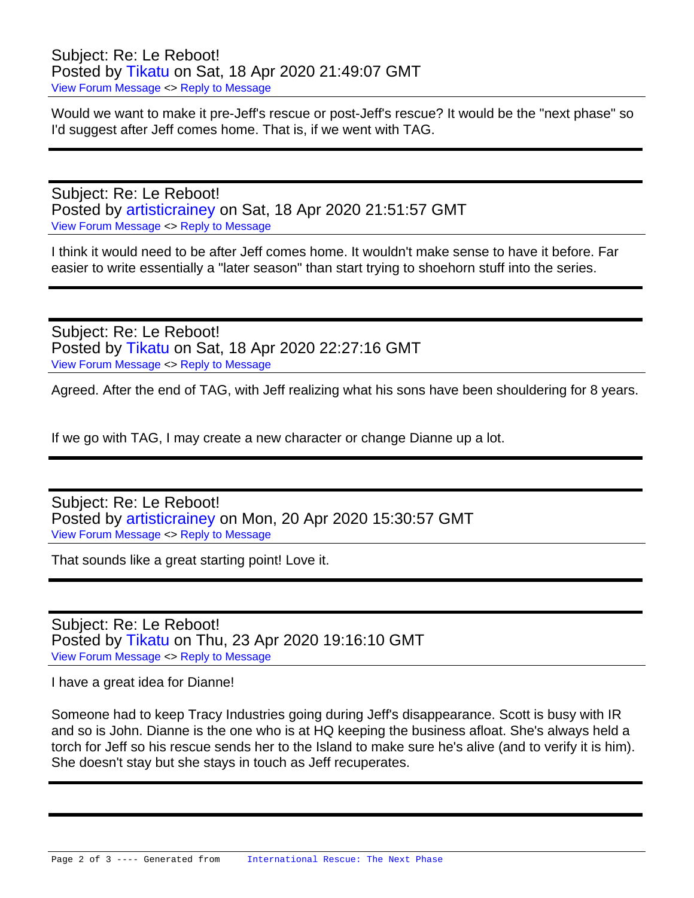Subject: Re: Le Reboot!
Posted by Tikatu on Sat, 18 Apr 2020 21:49:07 GMT
View Forum Message <> Reply to Message

Would we want to make it pre-Jeff's rescue or post-Jeff's rescue? It would be the "next phase" so I'd suggest after Jeff comes home. That is, if we went with TAG.

---

Subject: Re: Le Reboot!
Posted by artisticrainey on Sat, 18 Apr 2020 21:51:57 GMT
View Forum Message <> Reply to Message

I think it would need to be after Jeff comes home. It wouldn't make sense to have it before. Far easier to write essentially a "later season" than start trying to shoehorn stuff into the series.

---

Subject: Re: Le Reboot!
Posted by Tikatu on Sat, 18 Apr 2020 22:27:16 GMT
View Forum Message <> Reply to Message

Agreed. After the end of TAG, with Jeff realizing what his sons have been shouldering for 8 years.

If we go with TAG, I may create a new character or change Dianne up a lot.

---

Subject: Re: Le Reboot!
Posted by artisticrainey on Mon, 20 Apr 2020 15:30:57 GMT
View Forum Message <> Reply to Message

That sounds like a great starting point! Love it.

---

Subject: Re: Le Reboot!
Posted by Tikatu on Thu, 23 Apr 2020 19:16:10 GMT
View Forum Message <> Reply to Message

I have a great idea for Dianne!

Someone had to keep Tracy Industries going during Jeff's disappearance. Scott is busy with IR and so is John. Dianne is the one who is at HQ keeping the business afloat. She's always held a torch for Jeff so his rescue sends her to the Island to make sure he's alive (and to verify it is him). She doesn't stay but she stays in touch as Jeff recuperates.

---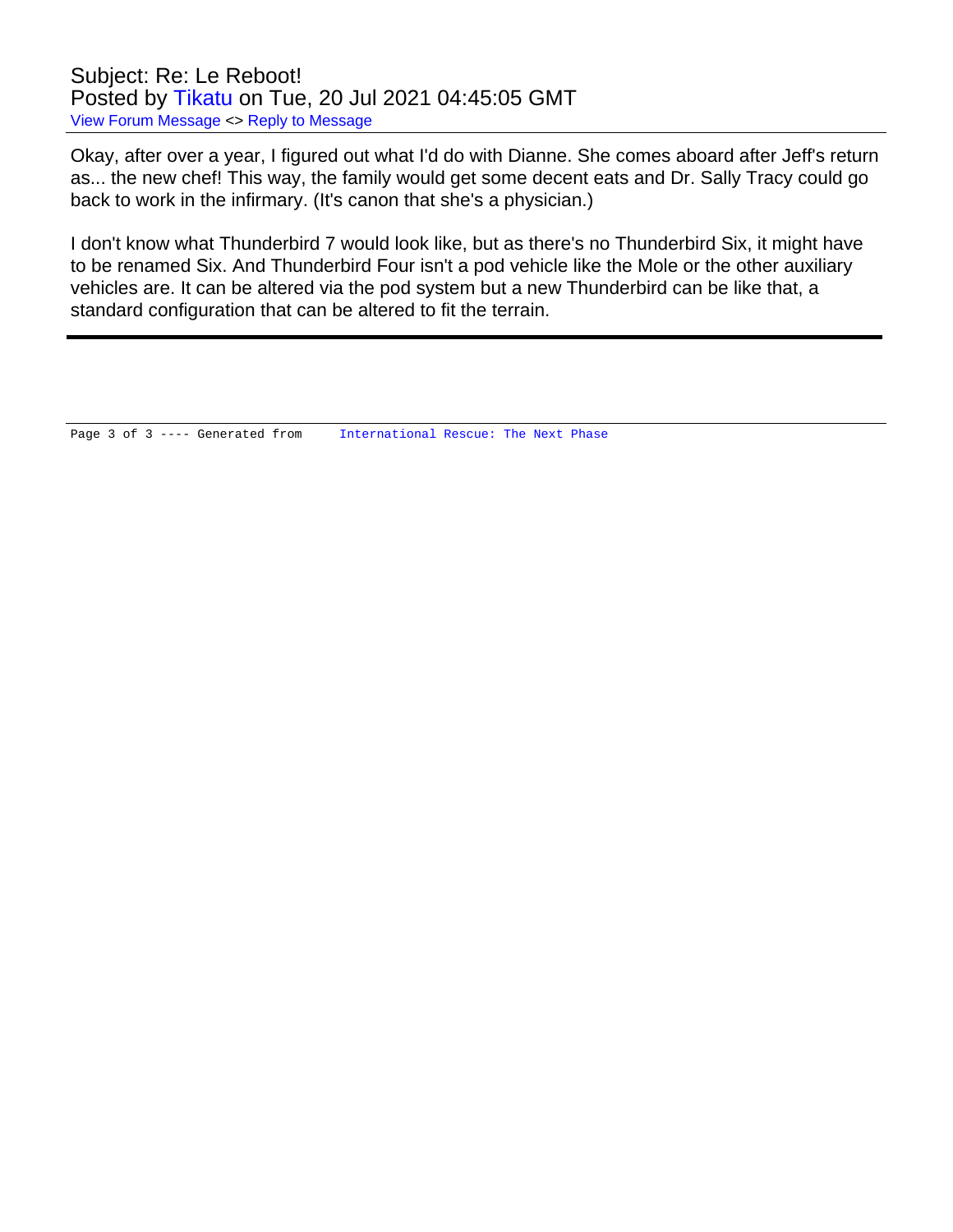Subject: Re: Le Reboot!
Posted by Tikatu on Tue, 20 Jul 2021 04:45:05 GMT
View Forum Message <> Reply to Message

Okay, after over a year, I figured out what I'd do with Dianne. She comes aboard after Jeff's return as... the new chef! This way, the family would get some decent eats and Dr. Sally Tracy could go back to work in the infirmary. (It's canon that she's a physician.)

I don't know what Thunderbird 7 would look like, but as there's no Thunderbird Six, it might have to be renamed Six. And Thunderbird Four isn't a pod vehicle like the Mole or the other auxiliary vehicles are. It can be altered via the pod system but a new Thunderbird can be like that, a standard configuration that can be altered to fit the terrain.